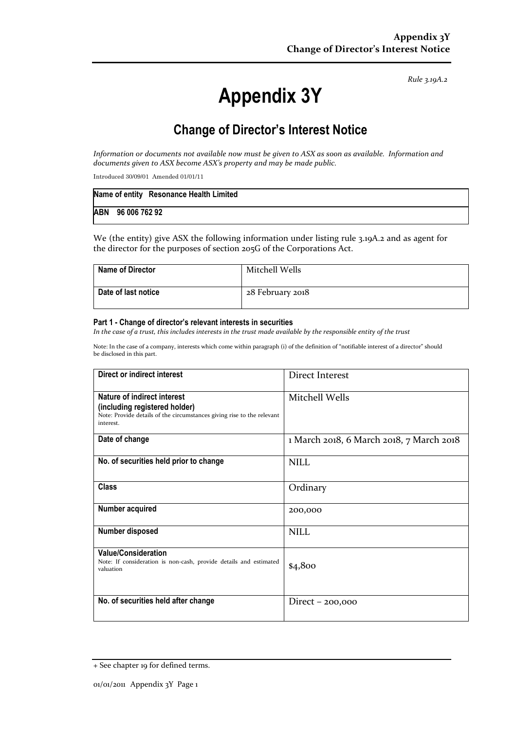Rule 3.19A.2

# Appendix 3Y

## Change of Director's Interest Notice

*Information or documents not available now must be given to ASX as soon as available. Information and documents given to ASX become ASX's property and may be made public.*

Introduced 30/09/01 Amended 01/01/11

| **Name of entity** **Resonance Health Limited** |
|---|
| **ABN 96 006 762 92** |

We (the entity) give ASX the following information under listing rule 3.19A.2 and as agent for the director for the purposes of section 205G of the Corporations Act.

| **Name of Director** | Mitchell Wells |
|---|---|
| **Date of last notice** | 28 February 2018 |

#### Part 1 - Change of director's relevant interests in securities

*In the case of a trust, this includes interests in the trust made available by the responsible entity of the trust*

Note: In the case of a company, interests which come within paragraph (i) of the definition of "notifiable interest of a director" should be disclosed in this part.

| **Direct or indirect interest** | Direct Interest |
|---|---|
| **Nature of indirect interest (including registered holder)** Note: Provide details of the circumstances giving rise to the relevant interest. | Mitchell Wells |
| **Date of change** | 1 March 2018, 6 March 2018, 7 March 2018 |
| **No. of securities held prior to change** | NILL |
| **Class** | Ordinary |
| **Number acquired** | 200,000 |
| **Number disposed** | NILL |
| **Value/Consideration** Note: If consideration is non-cash, provide details and estimated valuation | $4,800 |
| **No. of securities held after change** | Direct – 200,000 |

+ See chapter 19 for defined terms.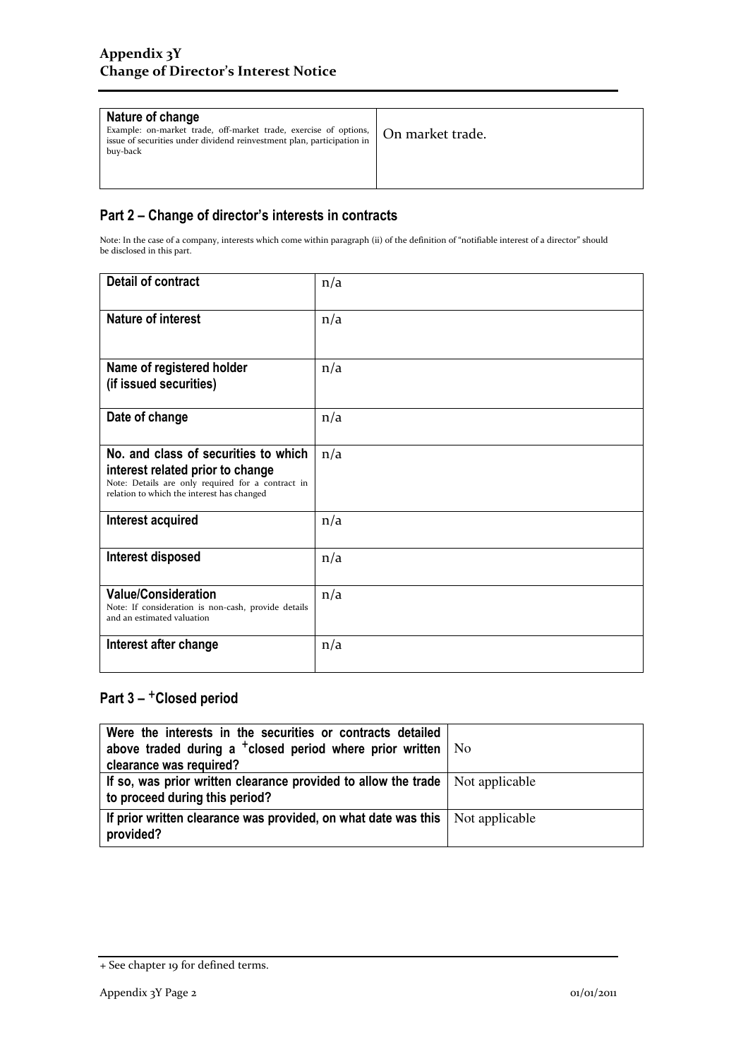| | |
|---|---|
| **Nature of change**<br>Example: on-market trade, off-market trade, exercise of options, issue of securities under dividend reinvestment plan, participation in buy-back | On market trade. |

## Part 2 – Change of director's interests in contracts

Note: In the case of a company, interests which come within paragraph (ii) of the definition of "notifiable interest of a director" should be disclosed in this part.

| | |
|---|---|
| **Detail of contract** | n/a |
| **Nature of interest** | n/a |
| **Name of registered holder (if issued securities)** | n/a |
| **Date of change** | n/a |
| **No. and class of securities to which interest related prior to change**<br>Note: Details are only required for a contract in relation to which the interest has changed | n/a |
| **Interest acquired** | n/a |
| **Interest disposed** | n/a |
| **Value/Consideration**<br>Note: If consideration is non-cash, provide details and an estimated valuation | n/a |
| **Interest after change** | n/a |

## Part 3 – +Closed period

| | |
|---|---|
| **Were the interests in the securities or contracts detailed above traded during a +closed period where prior written clearance was required?** | No |
| **If so, was prior written clearance provided to allow the trade to proceed during this period?** | Not applicable |
| **If prior written clearance was provided, on what date was this provided?** | Not applicable |

+ See chapter 19 for defined terms.